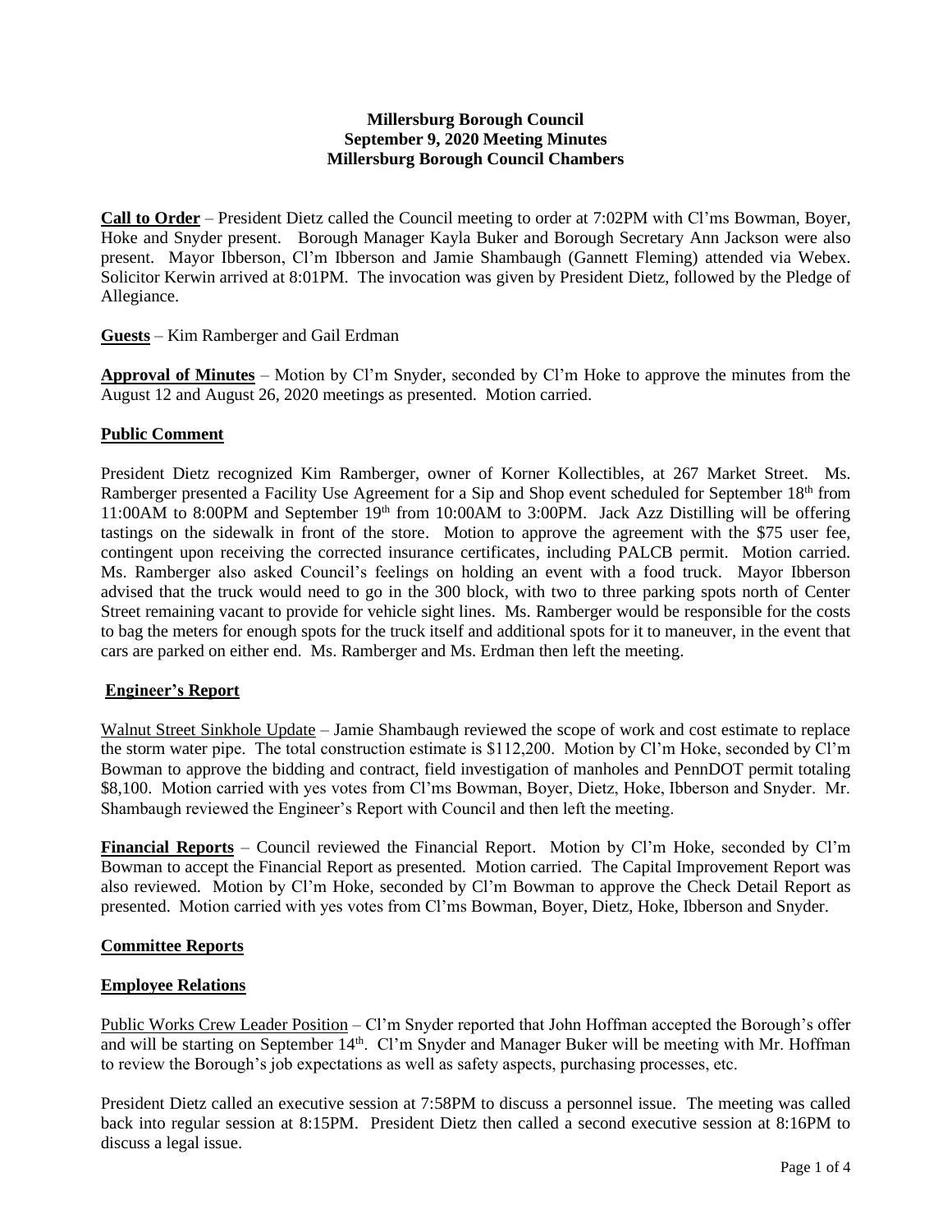**Millersburg Borough Council**
**September 9, 2020 Meeting Minutes**
**Millersburg Borough Council Chambers**

**Call to Order** – President Dietz called the Council meeting to order at 7:02PM with Cl'ms Bowman, Boyer, Hoke and Snyder present. Borough Manager Kayla Buker and Borough Secretary Ann Jackson were also present. Mayor Ibberson, Cl'm Ibberson and Jamie Shambaugh (Gannett Fleming) attended via Webex. Solicitor Kerwin arrived at 8:01PM. The invocation was given by President Dietz, followed by the Pledge of Allegiance.

**Guests** – Kim Ramberger and Gail Erdman

**Approval of Minutes** – Motion by Cl'm Snyder, seconded by Cl'm Hoke to approve the minutes from the August 12 and August 26, 2020 meetings as presented. Motion carried.

## Public Comment

President Dietz recognized Kim Ramberger, owner of Korner Kollectibles, at 267 Market Street. Ms. Ramberger presented a Facility Use Agreement for a Sip and Shop event scheduled for September 18th from 11:00AM to 8:00PM and September 19th from 10:00AM to 3:00PM. Jack Azz Distilling will be offering tastings on the sidewalk in front of the store. Motion to approve the agreement with the $75 user fee, contingent upon receiving the corrected insurance certificates, including PALCB permit. Motion carried. Ms. Ramberger also asked Council's feelings on holding an event with a food truck. Mayor Ibberson advised that the truck would need to go in the 300 block, with two to three parking spots north of Center Street remaining vacant to provide for vehicle sight lines. Ms. Ramberger would be responsible for the costs to bag the meters for enough spots for the truck itself and additional spots for it to maneuver, in the event that cars are parked on either end. Ms. Ramberger and Ms. Erdman then left the meeting.

## Engineer's Report

Walnut Street Sinkhole Update – Jamie Shambaugh reviewed the scope of work and cost estimate to replace the storm water pipe. The total construction estimate is $112,200. Motion by Cl'm Hoke, seconded by Cl'm Bowman to approve the bidding and contract, field investigation of manholes and PennDOT permit totaling $8,100. Motion carried with yes votes from Cl'ms Bowman, Boyer, Dietz, Hoke, Ibberson and Snyder. Mr. Shambaugh reviewed the Engineer's Report with Council and then left the meeting.

**Financial Reports** – Council reviewed the Financial Report. Motion by Cl'm Hoke, seconded by Cl'm Bowman to accept the Financial Report as presented. Motion carried. The Capital Improvement Report was also reviewed. Motion by Cl'm Hoke, seconded by Cl'm Bowman to approve the Check Detail Report as presented. Motion carried with yes votes from Cl'ms Bowman, Boyer, Dietz, Hoke, Ibberson and Snyder.

## Committee Reports

## Employee Relations

Public Works Crew Leader Position – Cl'm Snyder reported that John Hoffman accepted the Borough's offer and will be starting on September 14th. Cl'm Snyder and Manager Buker will be meeting with Mr. Hoffman to review the Borough's job expectations as well as safety aspects, purchasing processes, etc.

President Dietz called an executive session at 7:58PM to discuss a personnel issue. The meeting was called back into regular session at 8:15PM. President Dietz then called a second executive session at 8:16PM to discuss a legal issue.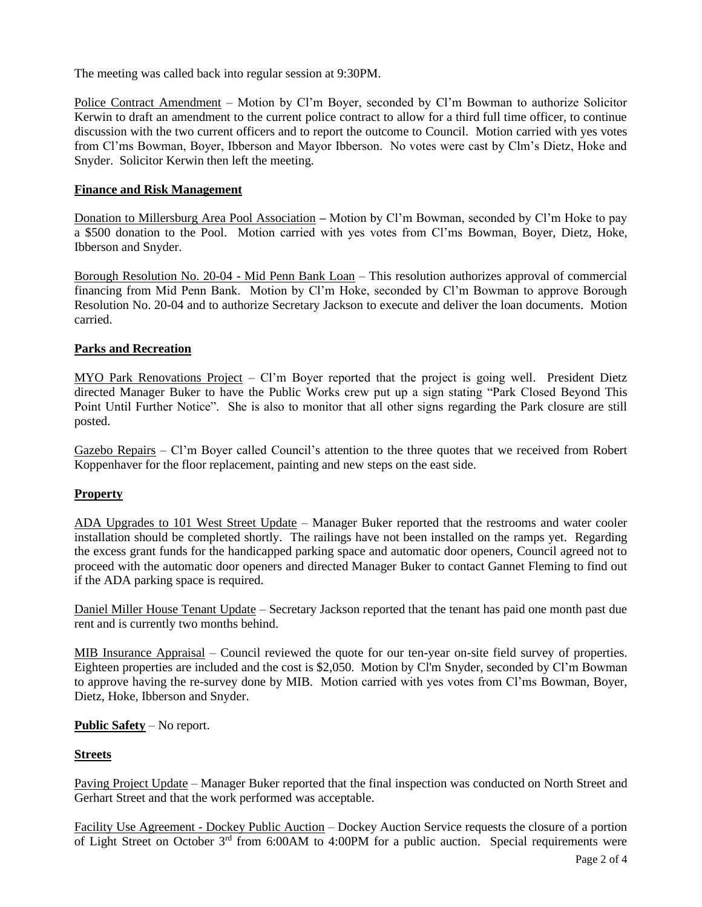The meeting was called back into regular session at 9:30PM.

Police Contract Amendment – Motion by Cl'm Boyer, seconded by Cl'm Bowman to authorize Solicitor Kerwin to draft an amendment to the current police contract to allow for a third full time officer, to continue discussion with the two current officers and to report the outcome to Council. Motion carried with yes votes from Cl'ms Bowman, Boyer, Ibberson and Mayor Ibberson. No votes were cast by Clm's Dietz, Hoke and Snyder. Solicitor Kerwin then left the meeting.

**Finance and Risk Management**

Donation to Millersburg Area Pool Association – Motion by Cl'm Bowman, seconded by Cl'm Hoke to pay a $500 donation to the Pool. Motion carried with yes votes from Cl'ms Bowman, Boyer, Dietz, Hoke, Ibberson and Snyder.

Borough Resolution No. 20-04 - Mid Penn Bank Loan – This resolution authorizes approval of commercial financing from Mid Penn Bank. Motion by Cl'm Hoke, seconded by Cl'm Bowman to approve Borough Resolution No. 20-04 and to authorize Secretary Jackson to execute and deliver the loan documents. Motion carried.

**Parks and Recreation**

MYO Park Renovations Project – Cl'm Boyer reported that the project is going well. President Dietz directed Manager Buker to have the Public Works crew put up a sign stating "Park Closed Beyond This Point Until Further Notice". She is also to monitor that all other signs regarding the Park closure are still posted.

Gazebo Repairs – Cl'm Boyer called Council's attention to the three quotes that we received from Robert Koppenhaver for the floor replacement, painting and new steps on the east side.

**Property**

ADA Upgrades to 101 West Street Update – Manager Buker reported that the restrooms and water cooler installation should be completed shortly. The railings have not been installed on the ramps yet. Regarding the excess grant funds for the handicapped parking space and automatic door openers, Council agreed not to proceed with the automatic door openers and directed Manager Buker to contact Gannet Fleming to find out if the ADA parking space is required.

Daniel Miller House Tenant Update – Secretary Jackson reported that the tenant has paid one month past due rent and is currently two months behind.

MIB Insurance Appraisal – Council reviewed the quote for our ten-year on-site field survey of properties. Eighteen properties are included and the cost is $2,050. Motion by Cl'm Snyder, seconded by Cl'm Bowman to approve having the re-survey done by MIB. Motion carried with yes votes from Cl'ms Bowman, Boyer, Dietz, Hoke, Ibberson and Snyder.

**Public Safety** – No report.

**Streets**

Paving Project Update – Manager Buker reported that the final inspection was conducted on North Street and Gerhart Street and that the work performed was acceptable.

Facility Use Agreement - Dockey Public Auction – Dockey Auction Service requests the closure of a portion of Light Street on October 3rd from 6:00AM to 4:00PM for a public auction. Special requirements were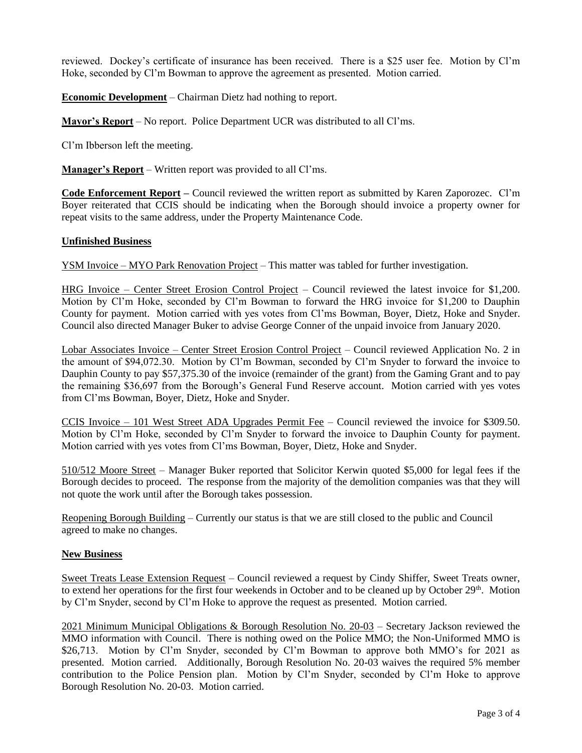reviewed. Dockey's certificate of insurance has been received. There is a $25 user fee. Motion by Cl'm Hoke, seconded by Cl'm Bowman to approve the agreement as presented. Motion carried.

**Economic Development** – Chairman Dietz had nothing to report.

**Mayor's Report** – No report. Police Department UCR was distributed to all Cl'ms.

Cl'm Ibberson left the meeting.

**Manager's Report** – Written report was provided to all Cl'ms.

**Code Enforcement Report –** Council reviewed the written report as submitted by Karen Zaporozec. Cl'm Boyer reiterated that CCIS should be indicating when the Borough should invoice a property owner for repeat visits to the same address, under the Property Maintenance Code.

**Unfinished Business**

YSM Invoice – MYO Park Renovation Project – This matter was tabled for further investigation.

HRG Invoice – Center Street Erosion Control Project – Council reviewed the latest invoice for $1,200. Motion by Cl'm Hoke, seconded by Cl'm Bowman to forward the HRG invoice for $1,200 to Dauphin County for payment. Motion carried with yes votes from Cl'ms Bowman, Boyer, Dietz, Hoke and Snyder. Council also directed Manager Buker to advise George Conner of the unpaid invoice from January 2020.

Lobar Associates Invoice – Center Street Erosion Control Project – Council reviewed Application No. 2 in the amount of $94,072.30. Motion by Cl'm Bowman, seconded by Cl'm Snyder to forward the invoice to Dauphin County to pay $57,375.30 of the invoice (remainder of the grant) from the Gaming Grant and to pay the remaining $36,697 from the Borough's General Fund Reserve account. Motion carried with yes votes from Cl'ms Bowman, Boyer, Dietz, Hoke and Snyder.

CCIS Invoice – 101 West Street ADA Upgrades Permit Fee – Council reviewed the invoice for $309.50. Motion by Cl'm Hoke, seconded by Cl'm Snyder to forward the invoice to Dauphin County for payment. Motion carried with yes votes from Cl'ms Bowman, Boyer, Dietz, Hoke and Snyder.

510/512 Moore Street – Manager Buker reported that Solicitor Kerwin quoted $5,000 for legal fees if the Borough decides to proceed. The response from the majority of the demolition companies was that they will not quote the work until after the Borough takes possession.

Reopening Borough Building – Currently our status is that we are still closed to the public and Council agreed to make no changes.

**New Business**

Sweet Treats Lease Extension Request – Council reviewed a request by Cindy Shiffer, Sweet Treats owner, to extend her operations for the first four weekends in October and to be cleaned up by October 29th. Motion by Cl'm Snyder, second by Cl'm Hoke to approve the request as presented. Motion carried.

2021 Minimum Municipal Obligations & Borough Resolution No. 20-03 – Secretary Jackson reviewed the MMO information with Council. There is nothing owed on the Police MMO; the Non-Uniformed MMO is $26,713. Motion by Cl'm Snyder, seconded by Cl'm Bowman to approve both MMO's for 2021 as presented. Motion carried. Additionally, Borough Resolution No. 20-03 waives the required 5% member contribution to the Police Pension plan. Motion by Cl'm Snyder, seconded by Cl'm Hoke to approve Borough Resolution No. 20-03. Motion carried.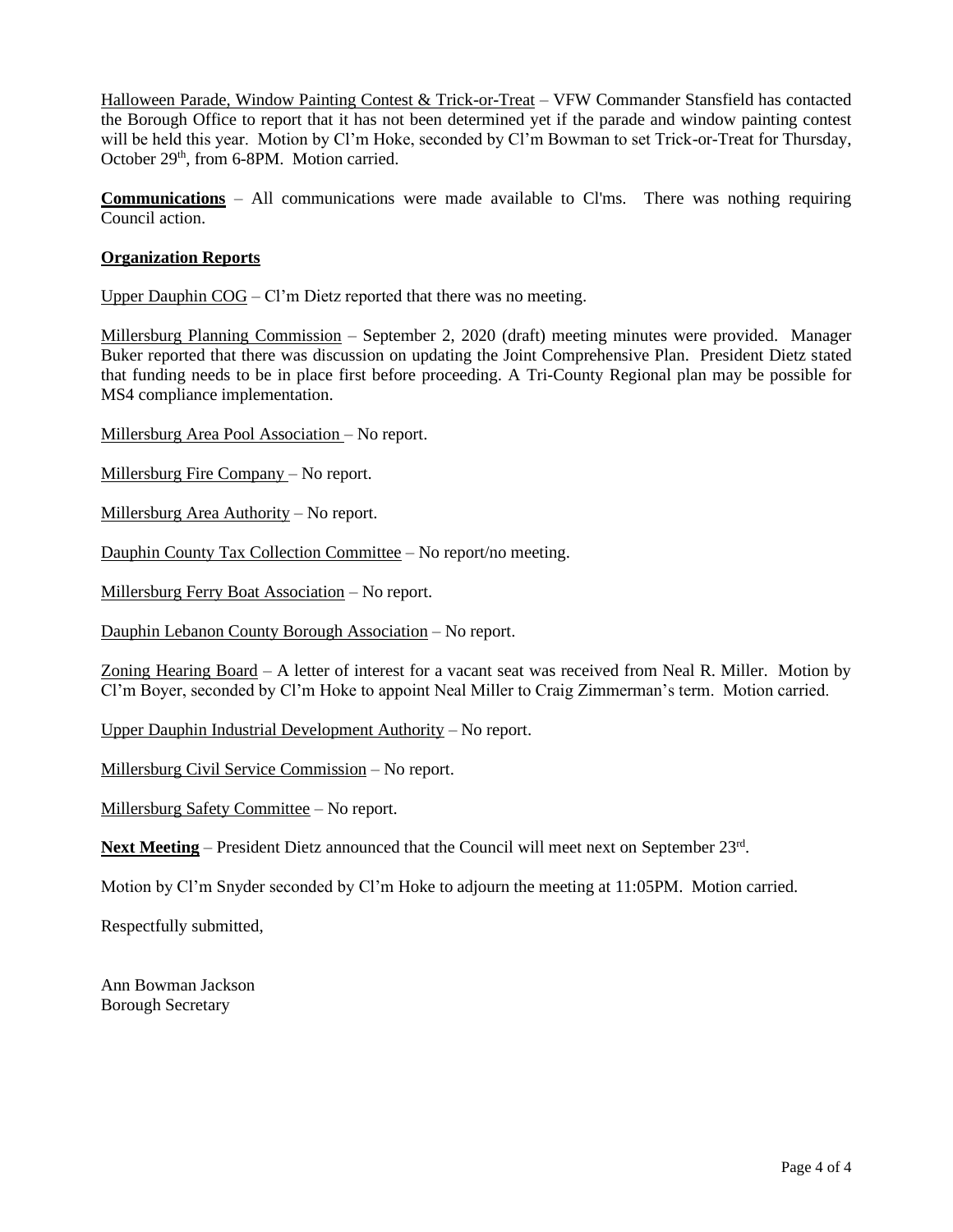Halloween Parade, Window Painting Contest & Trick-or-Treat – VFW Commander Stansfield has contacted the Borough Office to report that it has not been determined yet if the parade and window painting contest will be held this year. Motion by Cl'm Hoke, seconded by Cl'm Bowman to set Trick-or-Treat for Thursday, October 29th, from 6-8PM. Motion carried.

**Communications** – All communications were made available to Cl'ms. There was nothing requiring Council action.

**Organization Reports**

Upper Dauphin COG – Cl'm Dietz reported that there was no meeting.

Millersburg Planning Commission – September 2, 2020 (draft) meeting minutes were provided. Manager Buker reported that there was discussion on updating the Joint Comprehensive Plan. President Dietz stated that funding needs to be in place first before proceeding. A Tri-County Regional plan may be possible for MS4 compliance implementation.

Millersburg Area Pool Association – No report.

Millersburg Fire Company – No report.

Millersburg Area Authority – No report.

Dauphin County Tax Collection Committee – No report/no meeting.

Millersburg Ferry Boat Association – No report.

Dauphin Lebanon County Borough Association – No report.

Zoning Hearing Board – A letter of interest for a vacant seat was received from Neal R. Miller. Motion by Cl'm Boyer, seconded by Cl'm Hoke to appoint Neal Miller to Craig Zimmerman's term. Motion carried.

Upper Dauphin Industrial Development Authority – No report.

Millersburg Civil Service Commission – No report.

Millersburg Safety Committee – No report.

**Next Meeting** – President Dietz announced that the Council will meet next on September 23rd.

Motion by Cl'm Snyder seconded by Cl'm Hoke to adjourn the meeting at 11:05PM. Motion carried.

Respectfully submitted,

Ann Bowman Jackson
Borough Secretary